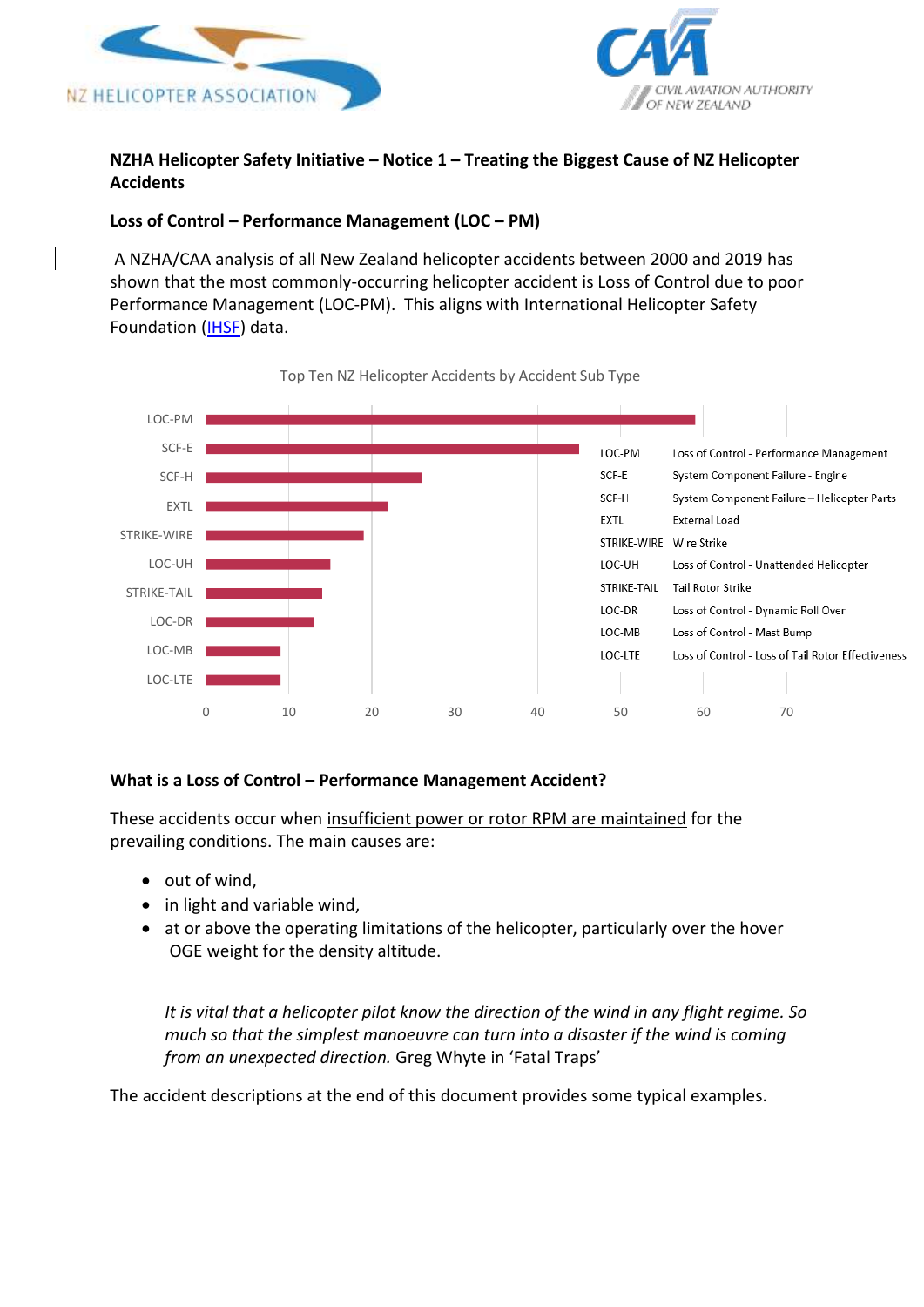**NZHA Helicopter Safety Initiative – Notice 1 – Treating the Biggest Cause of NZ Helicopter Accidents**

**Loss of Control – Performance Management (LOC – PM)**

A NZHA/CAA analysis of all New Zealand helicopter accidents between 2000 and 2019 has shown that the most commonly-occurring helicopter accident is Loss of Control due to poor Performance Management (LOC-PM). This aligns with International Helicopter Safety Foundation (IHSF) data.

Top Ten NZ Helicopter Accidents by Accident Sub Type

| Sub Type | Approx. number of accidents |
|---|---|
| LOC-PM | 59 |
| SCF-E | 45 |
| SCF-H | 26 |
| EXTL | 22 |
| STRIKE-WIRE | 19 |
| LOC-UH | 15 |
| STRIKE-TAIL | 14 |
| LOC-DR | 13 |
| LOC-MB | 9 |
| LOC-LTE | 9 |

| Code | Description |
|---|---|
| LOC-PM | Loss of Control - Performance Management |
| SCF-E | System Component Failure - Engine |
| SCF-H | System Component Failure – Helicopter Parts |
| EXTL | External Load |
| STRIKE-WIRE | Wire Strike |
| LOC-UH | Loss of Control - Unattended Helicopter |
| STRIKE-TAIL | Tail Rotor Strike |
| LOC-DR | Loss of Control - Dynamic Roll Over |
| LOC-MB | Loss of Control - Mast Bump |
| LOC-LTE | Loss of Control - Loss of Tail Rotor Effectiveness |

**What is a Loss of Control – Performance Management Accident?**

These accidents occur when insufficient power or rotor RPM are maintained for the prevailing conditions. The main causes are:

- out of wind,
- in light and variable wind,
- at or above the operating limitations of the helicopter, particularly over the hover OGE weight for the density altitude.

> *It is vital that a helicopter pilot know the direction of the wind in any flight regime. So much so that the simplest manoeuvre can turn into a disaster if the wind is coming from an unexpected direction.* Greg Whyte in 'Fatal Traps'

The accident descriptions at the end of this document provides some typical examples.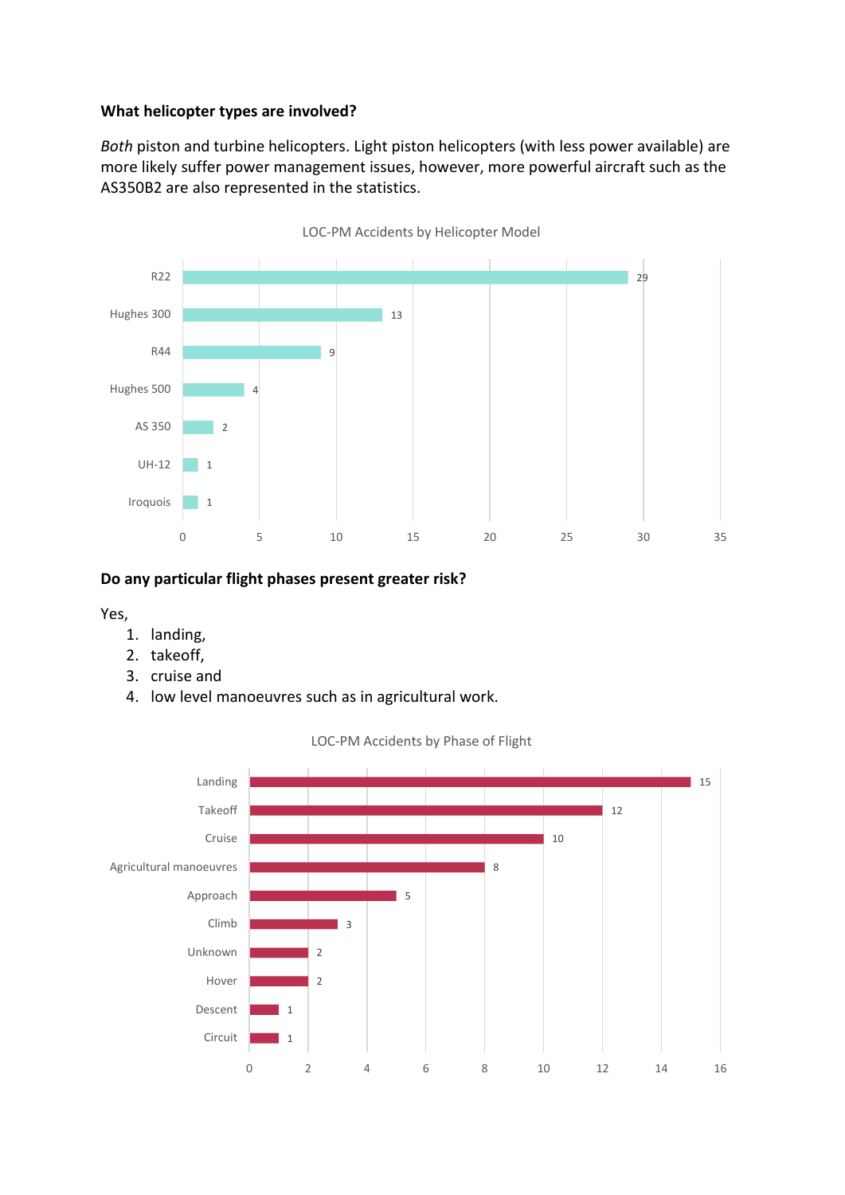**What helicopter types are involved?**

*Both* piston and turbine helicopters. Light piston helicopters (with less power available) are more likely suffer power management issues, however, more powerful aircraft such as the AS350B2 are also represented in the statistics.

LOC-PM Accidents by Helicopter Model

| Helicopter Model | Accidents |
| --- | --- |
| R22 | 29 |
| Hughes 300 | 13 |
| R44 | 9 |
| Hughes 500 | 4 |
| AS 350 | 2 |
| UH-12 | 1 |
| Iroquois | 1 |

**Do any particular flight phases present greater risk?**

Yes,

1. landing,
2. takeoff,
3. cruise and
4. low level manoeuvres such as in agricultural work.

LOC-PM Accidents by Phase of Flight

| Phase of Flight | Accidents |
| --- | --- |
| Landing | 15 |
| Takeoff | 12 |
| Cruise | 10 |
| Agricultural manoeuvres | 8 |
| Approach | 5 |
| Climb | 3 |
| Unknown | 2 |
| Hover | 2 |
| Descent | 1 |
| Circuit | 1 |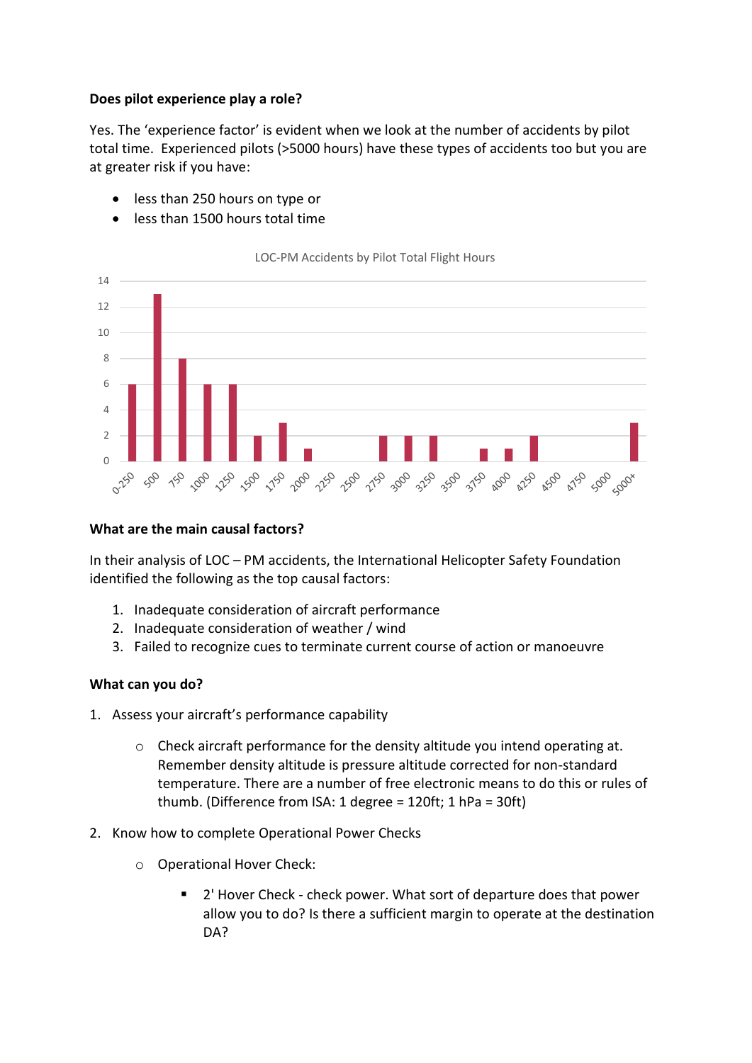**Does pilot experience play a role?**

Yes. The 'experience factor' is evident when we look at the number of accidents by pilot total time. Experienced pilots (>5000 hours) have these types of accidents too but you are at greater risk if you have:

- less than 250 hours on type or
- less than 1500 hours total time

LOC-PM Accidents by Pilot Total Flight Hours

| Pilot Total Flight Hours | Accidents |
|---|---|
| 0-250 | 6 |
| 500 | 13 |
| 750 | 8 |
| 1000 | 6 |
| 1250 | 6 |
| 1500 | 2 |
| 1750 | 3 |
| 2000 | 1 |
| 2250 | 0 |
| 2500 | 0 |
| 2750 | 2 |
| 3000 | 2 |
| 3250 | 2 |
| 3500 | 0 |
| 3750 | 1 |
| 4000 | 1 |
| 4250 | 2 |
| 4500 | 0 |
| 4750 | 0 |
| 5000 | 0 |
| 5000+ | 3 |

**What are the main causal factors?**

In their analysis of LOC – PM accidents, the International Helicopter Safety Foundation identified the following as the top causal factors:

1. Inadequate consideration of aircraft performance
2. Inadequate consideration of weather / wind
3. Failed to recognize cues to terminate current course of action or manoeuvre

**What can you do?**

1. Assess your aircraft's performance capability
   - Check aircraft performance for the density altitude you intend operating at. Remember density altitude is pressure altitude corrected for non-standard temperature. There are a number of free electronic means to do this or rules of thumb. (Difference from ISA: 1 degree = 120ft; 1 hPa = 30ft)
2. Know how to complete Operational Power Checks
   - Operational Hover Check:
     - 2' Hover Check - check power. What sort of departure does that power allow you to do? Is there a sufficient margin to operate at the destination DA?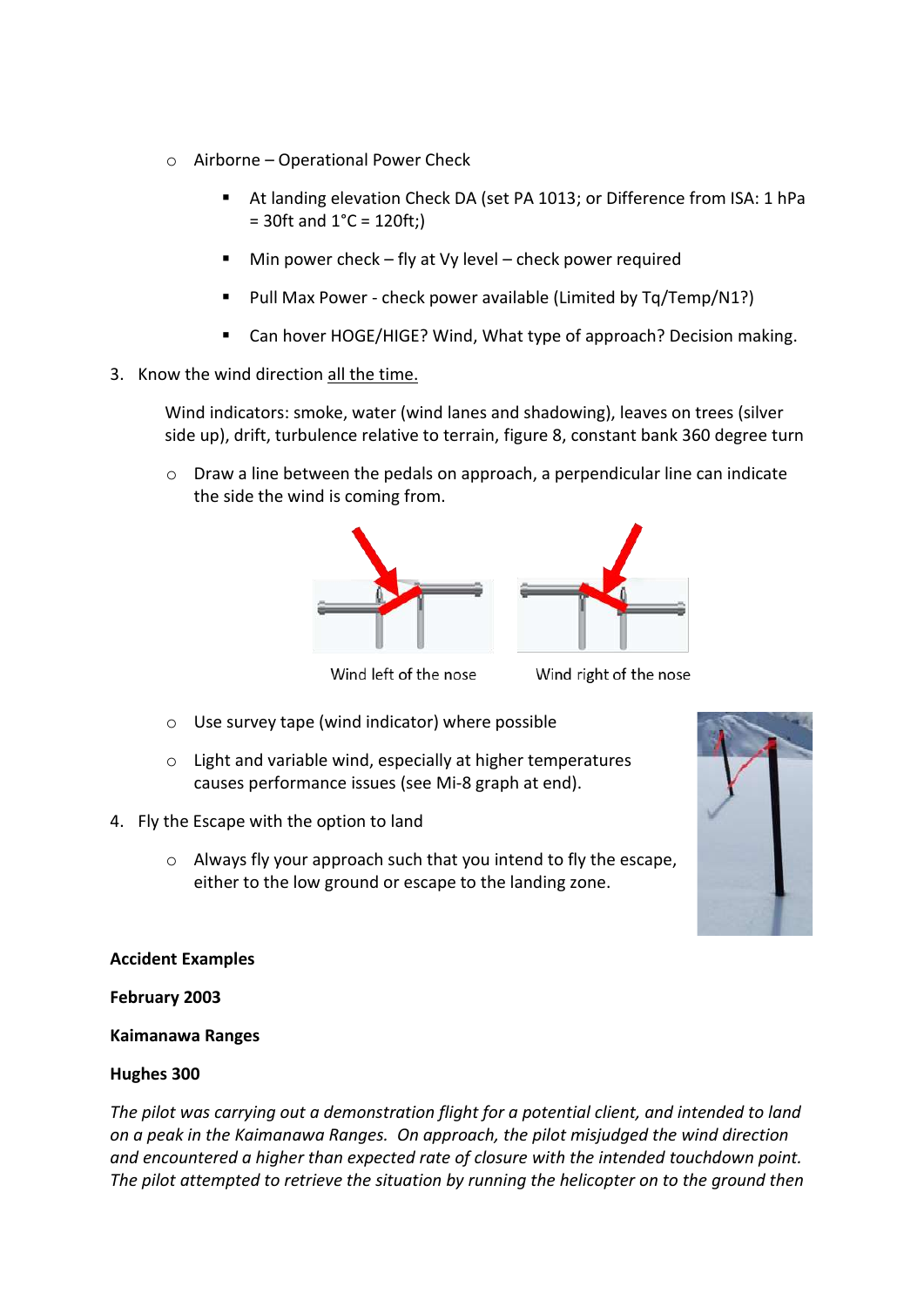- Airborne – Operational Power Check
  - At landing elevation Check DA (set PA 1013; or Difference from ISA: 1 hPa = 30ft and 1°C = 120ft;)
  - Min power check – fly at Vy level – check power required
  - Pull Max Power - check power available (Limited by Tq/Temp/N1?)
  - Can hover HOGE/HIGE? Wind, What type of approach? Decision making.

3. Know the wind direction <u>all the time.</u>

   Wind indicators: smoke, water (wind lanes and shadowing), leaves on trees (silver side up), drift, turbulence relative to terrain, figure 8, constant bank 360 degree turn

   - Draw a line between the pedals on approach, a perpendicular line can indicate the side the wind is coming from.

   Wind left of the nose    Wind right of the nose

   - Use survey tape (wind indicator) where possible
   - Light and variable wind, especially at higher temperatures causes performance issues (see Mi-8 graph at end).

4. Fly the Escape with the option to land

   - Always fly your approach such that you intend to fly the escape, either to the low ground or escape to the landing zone.

**Accident Examples**

**February 2003**

**Kaimanawa Ranges**

**Hughes 300**

*The pilot was carrying out a demonstration flight for a potential client, and intended to land on a peak in the Kaimanawa Ranges. On approach, the pilot misjudged the wind direction and encountered a higher than expected rate of closure with the intended touchdown point. The pilot attempted to retrieve the situation by running the helicopter on to the ground then*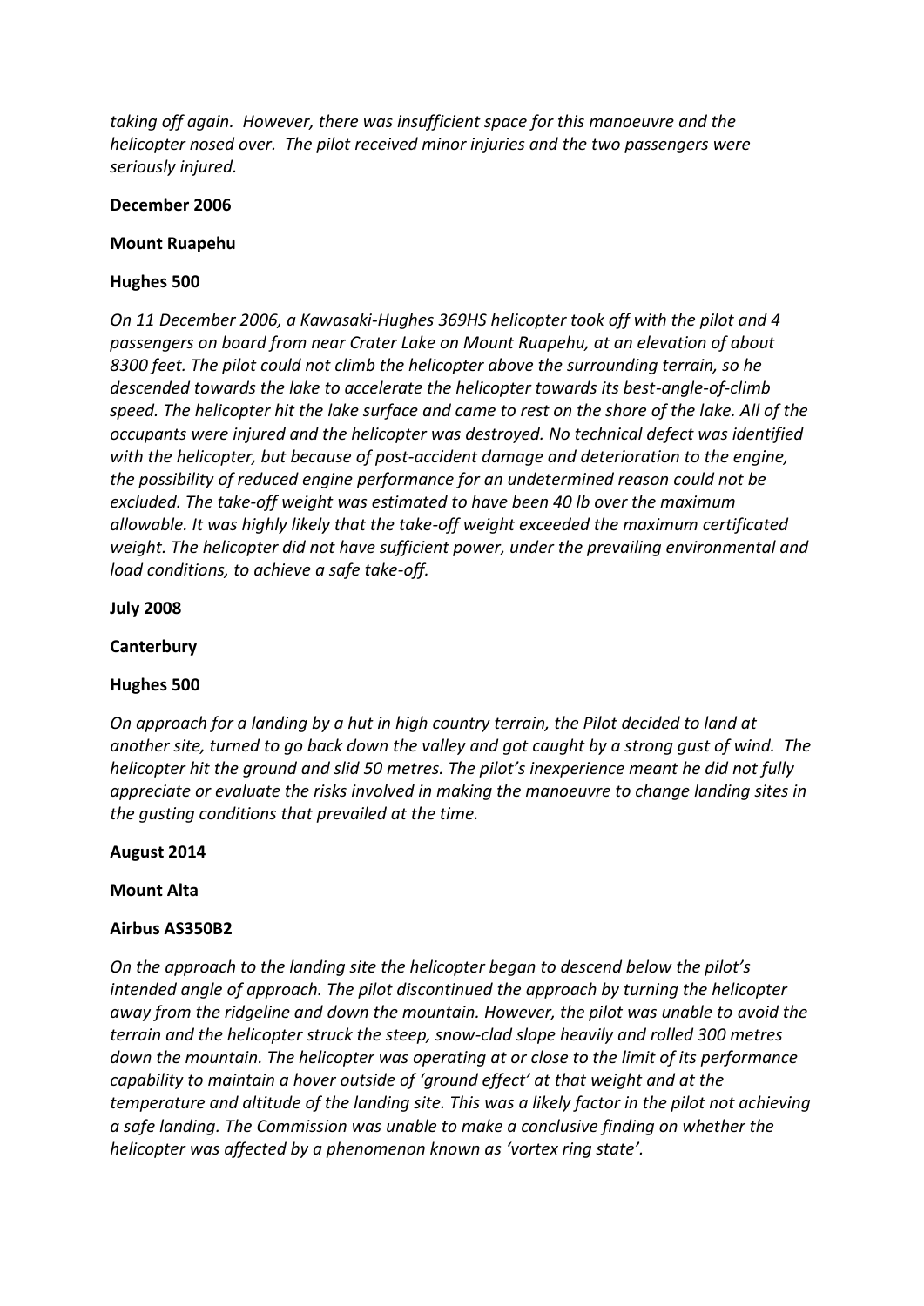*taking off again. However, there was insufficient space for this manoeuvre and the helicopter nosed over. The pilot received minor injuries and the two passengers were seriously injured.*

**December 2006**

**Mount Ruapehu**

**Hughes 500**

*On 11 December 2006, a Kawasaki-Hughes 369HS helicopter took off with the pilot and 4 passengers on board from near Crater Lake on Mount Ruapehu, at an elevation of about 8300 feet. The pilot could not climb the helicopter above the surrounding terrain, so he descended towards the lake to accelerate the helicopter towards its best-angle-of-climb speed. The helicopter hit the lake surface and came to rest on the shore of the lake. All of the occupants were injured and the helicopter was destroyed. No technical defect was identified with the helicopter, but because of post-accident damage and deterioration to the engine, the possibility of reduced engine performance for an undetermined reason could not be excluded. The take-off weight was estimated to have been 40 lb over the maximum allowable. It was highly likely that the take-off weight exceeded the maximum certificated weight. The helicopter did not have sufficient power, under the prevailing environmental and load conditions, to achieve a safe take-off.*

**July 2008**

**Canterbury**

**Hughes 500**

*On approach for a landing by a hut in high country terrain, the Pilot decided to land at another site, turned to go back down the valley and got caught by a strong gust of wind. The helicopter hit the ground and slid 50 metres. The pilot's inexperience meant he did not fully appreciate or evaluate the risks involved in making the manoeuvre to change landing sites in the gusting conditions that prevailed at the time.*

**August 2014**

**Mount Alta**

**Airbus AS350B2**

*On the approach to the landing site the helicopter began to descend below the pilot's intended angle of approach. The pilot discontinued the approach by turning the helicopter away from the ridgeline and down the mountain. However, the pilot was unable to avoid the terrain and the helicopter struck the steep, snow-clad slope heavily and rolled 300 metres down the mountain. The helicopter was operating at or close to the limit of its performance capability to maintain a hover outside of 'ground effect' at that weight and at the temperature and altitude of the landing site. This was a likely factor in the pilot not achieving a safe landing. The Commission was unable to make a conclusive finding on whether the helicopter was affected by a phenomenon known as 'vortex ring state'.*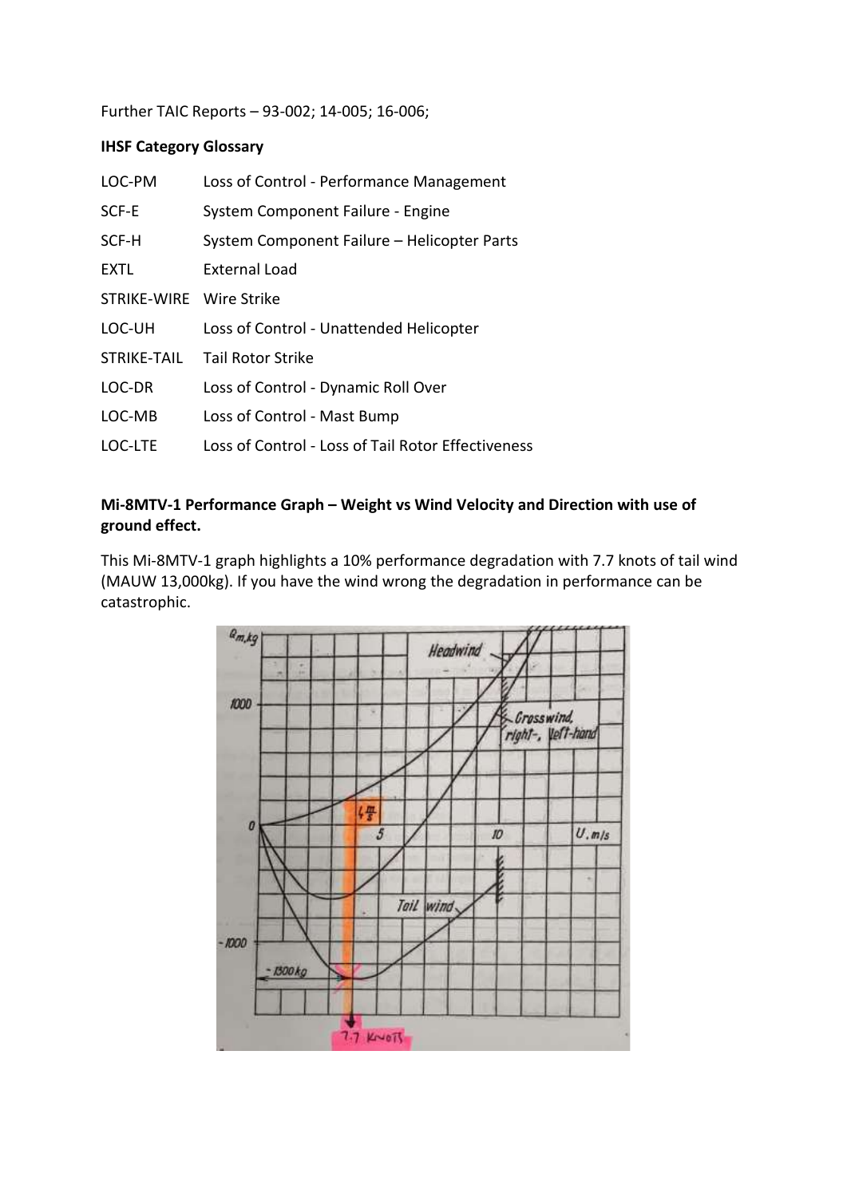Further TAIC Reports – 93-002; 14-005; 16-006;

**IHSF Category Glossary**

| | |
|---|---|
| LOC-PM | Loss of Control - Performance Management |
| SCF-E | System Component Failure - Engine |
| SCF-H | System Component Failure – Helicopter Parts |
| EXTL | External Load |
| STRIKE-WIRE | Wire Strike |
| LOC-UH | Loss of Control - Unattended Helicopter |
| STRIKE-TAIL | Tail Rotor Strike |
| LOC-DR | Loss of Control - Dynamic Roll Over |
| LOC-MB | Loss of Control - Mast Bump |
| LOC-LTE | Loss of Control - Loss of Tail Rotor Effectiveness |

**Mi-8MTV-1 Performance Graph – Weight vs Wind Velocity and Direction with use of ground effect.**

This Mi-8MTV-1 graph highlights a 10% performance degradation with 7.7 knots of tail wind (MAUW 13,000kg). If you have the wind wrong the degradation in performance can be catastrophic.

$Q_m$,kg

1000

0

-1000

Headwind

Crosswind right-, left-hand

$4\frac{m}{s}$

5

10

U, m/s

Tail wind

-1300 kg

7.7 KNOTS